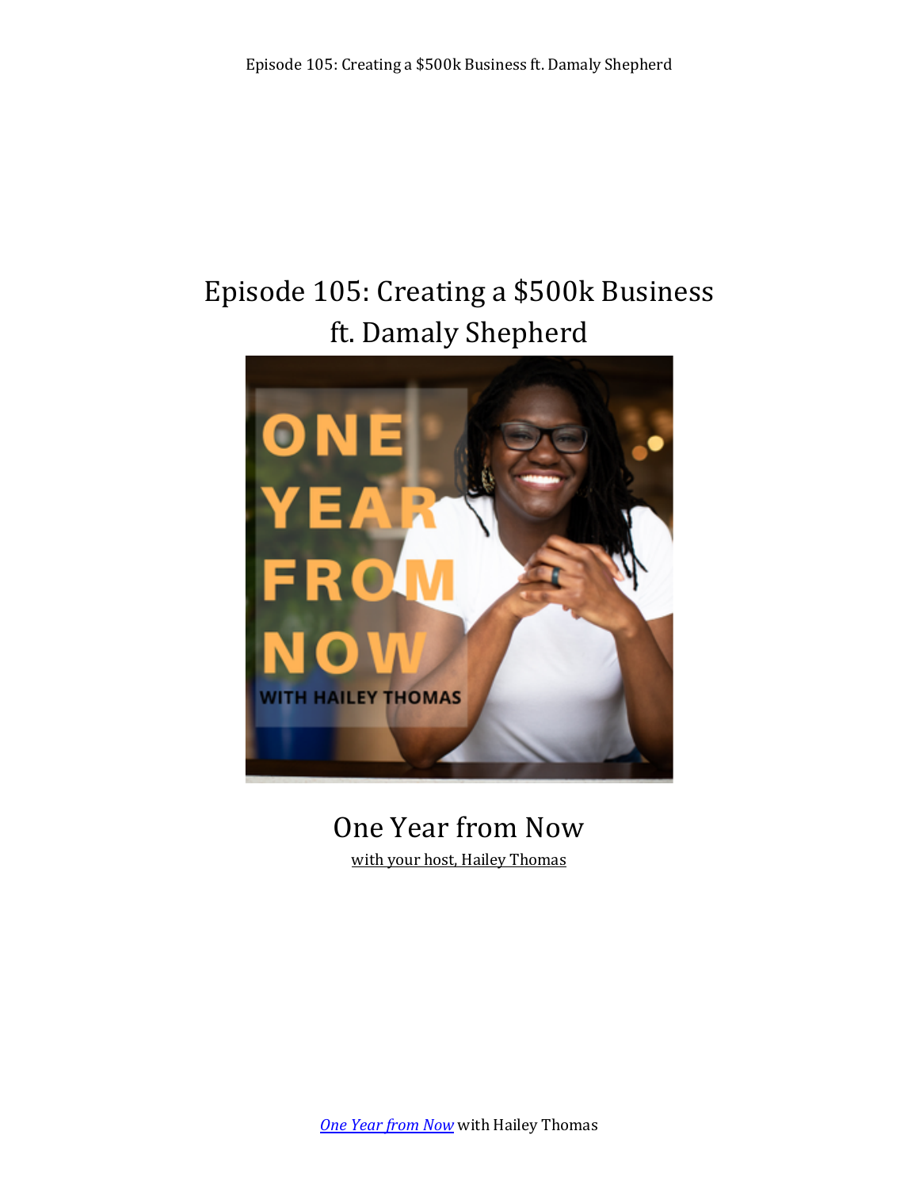# Episode 105: Creating a $500k Business ft. Damaly Shepherd

## One Year from Now

with your host, Hailey Thomas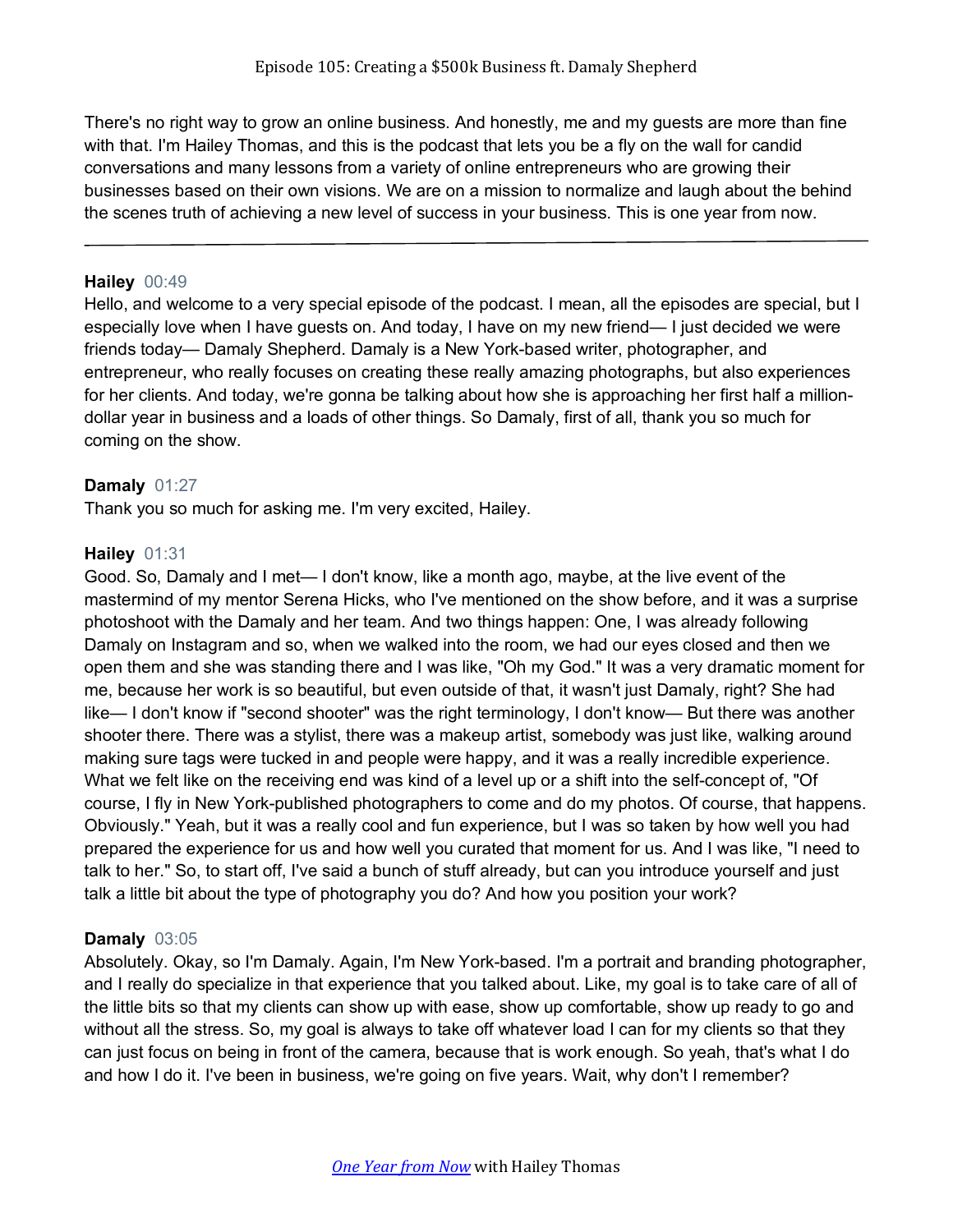There's no right way to grow an online business. And honestly, me and my guests are more than fine with that. I'm Hailey Thomas, and this is the podcast that lets you be a fly on the wall for candid conversations and many lessons from a variety of online entrepreneurs who are growing their businesses based on their own visions. We are on a mission to normalize and laugh about the behind the scenes truth of achieving a new level of success in your business. This is one year from now.

---

**Hailey** 00:49
Hello, and welcome to a very special episode of the podcast. I mean, all the episodes are special, but I especially love when I have guests on. And today, I have on my new friend— I just decided we were friends today— Damaly Shepherd. Damaly is a New York-based writer, photographer, and entrepreneur, who really focuses on creating these really amazing photographs, but also experiences for her clients. And today, we're gonna be talking about how she is approaching her first half a million-dollar year in business and a loads of other things. So Damaly, first of all, thank you so much for coming on the show.

**Damaly** 01:27
Thank you so much for asking me. I'm very excited, Hailey.

**Hailey** 01:31
Good. So, Damaly and I met— I don't know, like a month ago, maybe, at the live event of the mastermind of my mentor Serena Hicks, who I've mentioned on the show before, and it was a surprise photoshoot with the Damaly and her team. And two things happen: One, I was already following Damaly on Instagram and so, when we walked into the room, we had our eyes closed and then we open them and she was standing there and I was like, "Oh my God." It was a very dramatic moment for me, because her work is so beautiful, but even outside of that, it wasn't just Damaly, right? She had like— I don't know if "second shooter" was the right terminology, I don't know— But there was another shooter there. There was a stylist, there was a makeup artist, somebody was just like, walking around making sure tags were tucked in and people were happy, and it was a really incredible experience. What we felt like on the receiving end was kind of a level up or a shift into the self-concept of, "Of course, I fly in New York-published photographers to come and do my photos. Of course, that happens. Obviously." Yeah, but it was a really cool and fun experience, but I was so taken by how well you had prepared the experience for us and how well you curated that moment for us. And I was like, "I need to talk to her." So, to start off, I've said a bunch of stuff already, but can you introduce yourself and just talk a little bit about the type of photography you do? And how you position your work?

**Damaly** 03:05
Absolutely. Okay, so I'm Damaly. Again, I'm New York-based. I'm a portrait and branding photographer, and I really do specialize in that experience that you talked about. Like, my goal is to take care of all of the little bits so that my clients can show up with ease, show up comfortable, show up ready to go and without all the stress. So, my goal is always to take off whatever load I can for my clients so that they can just focus on being in front of the camera, because that is work enough. So yeah, that's what I do and how I do it. I've been in business, we're going on five years. Wait, why don't I remember?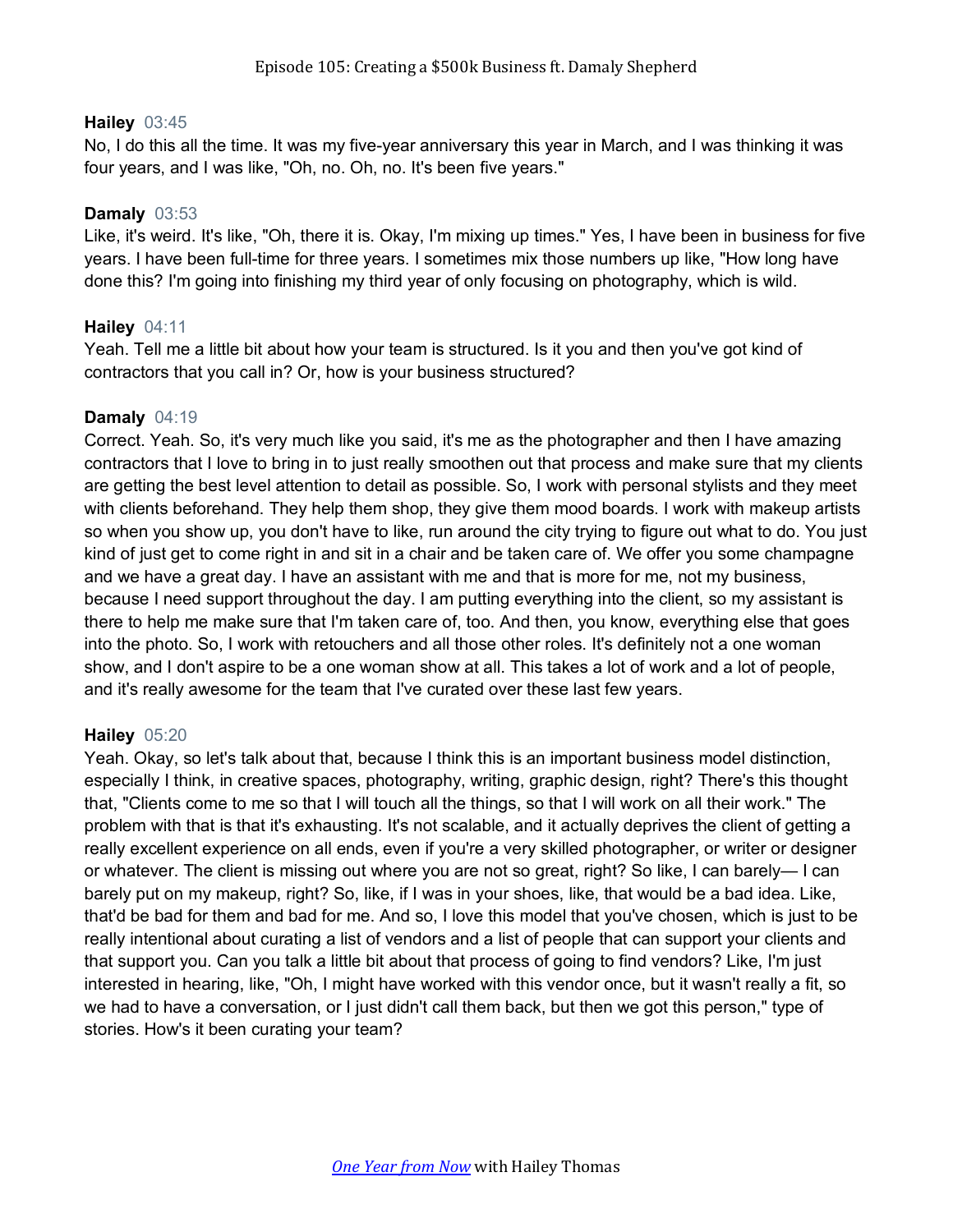**Hailey** 03:45
No, I do this all the time. It was my five-year anniversary this year in March, and I was thinking it was four years, and I was like, "Oh, no. Oh, no. It's been five years."

**Damaly** 03:53
Like, it's weird. It's like, "Oh, there it is. Okay, I'm mixing up times." Yes, I have been in business for five years. I have been full-time for three years. I sometimes mix those numbers up like, "How long have done this? I'm going into finishing my third year of only focusing on photography, which is wild.

**Hailey** 04:11
Yeah. Tell me a little bit about how your team is structured. Is it you and then you've got kind of contractors that you call in? Or, how is your business structured?

**Damaly** 04:19
Correct. Yeah. So, it's very much like you said, it's me as the photographer and then I have amazing contractors that I love to bring in to just really smoothen out that process and make sure that my clients are getting the best level attention to detail as possible. So, I work with personal stylists and they meet with clients beforehand. They help them shop, they give them mood boards. I work with makeup artists so when you show up, you don't have to like, run around the city trying to figure out what to do. You just kind of just get to come right in and sit in a chair and be taken care of. We offer you some champagne and we have a great day. I have an assistant with me and that is more for me, not my business, because I need support throughout the day. I am putting everything into the client, so my assistant is there to help me make sure that I'm taken care of, too. And then, you know, everything else that goes into the photo. So, I work with retouchers and all those other roles. It's definitely not a one woman show, and I don't aspire to be a one woman show at all. This takes a lot of work and a lot of people, and it's really awesome for the team that I've curated over these last few years.

**Hailey** 05:20
Yeah. Okay, so let's talk about that, because I think this is an important business model distinction, especially I think, in creative spaces, photography, writing, graphic design, right? There's this thought that, "Clients come to me so that I will touch all the things, so that I will work on all their work." The problem with that is that it's exhausting. It's not scalable, and it actually deprives the client of getting a really excellent experience on all ends, even if you're a very skilled photographer, or writer or designer or whatever. The client is missing out where you are not so great, right? So like, I can barely— I can barely put on my makeup, right? So, like, if I was in your shoes, like, that would be a bad idea. Like, that'd be bad for them and bad for me. And so, I love this model that you've chosen, which is just to be really intentional about curating a list of vendors and a list of people that can support your clients and that support you. Can you talk a little bit about that process of going to find vendors? Like, I'm just interested in hearing, like, "Oh, I might have worked with this vendor once, but it wasn't really a fit, so we had to have a conversation, or I just didn't call them back, but then we got this person," type of stories. How's it been curating your team?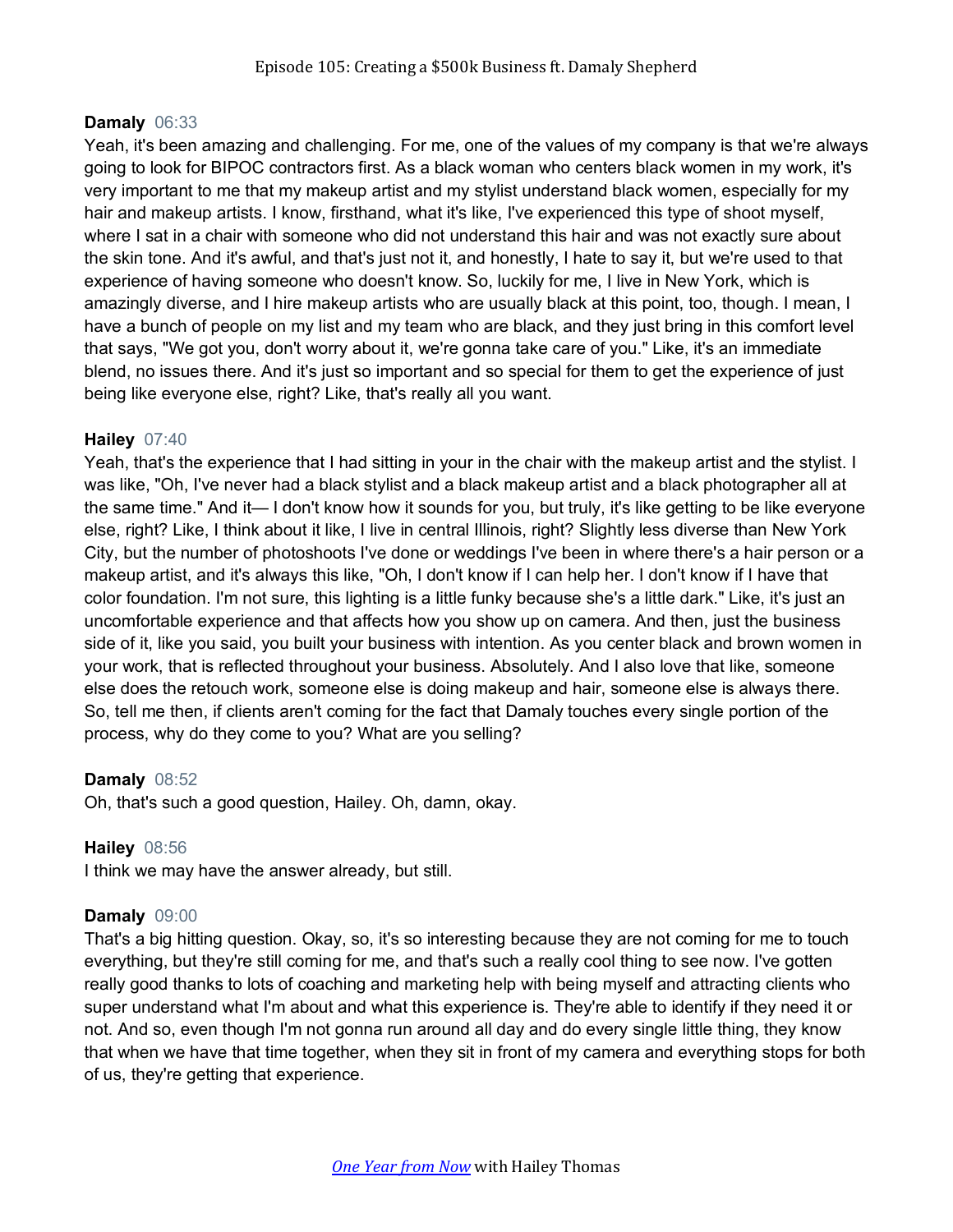**Damaly** 06:33
Yeah, it's been amazing and challenging. For me, one of the values of my company is that we're always going to look for BIPOC contractors first. As a black woman who centers black women in my work, it's very important to me that my makeup artist and my stylist understand black women, especially for my hair and makeup artists. I know, firsthand, what it's like, I've experienced this type of shoot myself, where I sat in a chair with someone who did not understand this hair and was not exactly sure about the skin tone. And it's awful, and that's just not it, and honestly, I hate to say it, but we're used to that experience of having someone who doesn't know. So, luckily for me, I live in New York, which is amazingly diverse, and I hire makeup artists who are usually black at this point, too, though. I mean, I have a bunch of people on my list and my team who are black, and they just bring in this comfort level that says, "We got you, don't worry about it, we're gonna take care of you." Like, it's an immediate blend, no issues there. And it's just so important and so special for them to get the experience of just being like everyone else, right? Like, that's really all you want.

**Hailey** 07:40
Yeah, that's the experience that I had sitting in your in the chair with the makeup artist and the stylist. I was like, "Oh, I've never had a black stylist and a black makeup artist and a black photographer all at the same time." And it— I don't know how it sounds for you, but truly, it's like getting to be like everyone else, right? Like, I think about it like, I live in central Illinois, right? Slightly less diverse than New York City, but the number of photoshoots I've done or weddings I've been in where there's a hair person or a makeup artist, and it's always this like, "Oh, I don't know if I can help her. I don't know if I have that color foundation. I'm not sure, this lighting is a little funky because she's a little dark." Like, it's just an uncomfortable experience and that affects how you show up on camera. And then, just the business side of it, like you said, you built your business with intention. As you center black and brown women in your work, that is reflected throughout your business. Absolutely. And I also love that like, someone else does the retouch work, someone else is doing makeup and hair, someone else is always there. So, tell me then, if clients aren't coming for the fact that Damaly touches every single portion of the process, why do they come to you? What are you selling?

**Damaly** 08:52
Oh, that's such a good question, Hailey. Oh, damn, okay.

**Hailey** 08:56
I think we may have the answer already, but still.

**Damaly** 09:00
That's a big hitting question. Okay, so, it's so interesting because they are not coming for me to touch everything, but they're still coming for me, and that's such a really cool thing to see now. I've gotten really good thanks to lots of coaching and marketing help with being myself and attracting clients who super understand what I'm about and what this experience is. They're able to identify if they need it or not. And so, even though I'm not gonna run around all day and do every single little thing, they know that when we have that time together, when they sit in front of my camera and everything stops for both of us, they're getting that experience.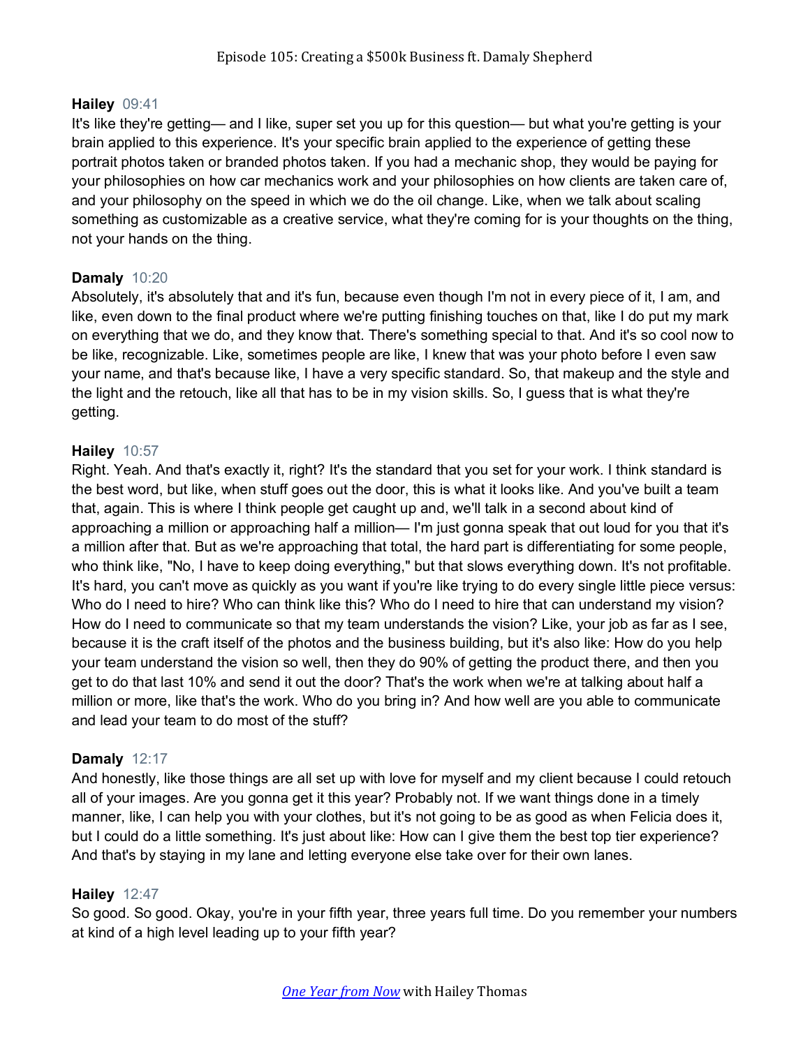**Hailey** 09:41

It's like they're getting— and I like, super set you up for this question— but what you're getting is your brain applied to this experience. It's your specific brain applied to the experience of getting these portrait photos taken or branded photos taken. If you had a mechanic shop, they would be paying for your philosophies on how car mechanics work and your philosophies on how clients are taken care of, and your philosophy on the speed in which we do the oil change. Like, when we talk about scaling something as customizable as a creative service, what they're coming for is your thoughts on the thing, not your hands on the thing.

**Damaly** 10:20

Absolutely, it's absolutely that and it's fun, because even though I'm not in every piece of it, I am, and like, even down to the final product where we're putting finishing touches on that, like I do put my mark on everything that we do, and they know that. There's something special to that. And it's so cool now to be like, recognizable. Like, sometimes people are like, I knew that was your photo before I even saw your name, and that's because like, I have a very specific standard. So, that makeup and the style and the light and the retouch, like all that has to be in my vision skills. So, I guess that is what they're getting.

**Hailey** 10:57

Right. Yeah. And that's exactly it, right? It's the standard that you set for your work. I think standard is the best word, but like, when stuff goes out the door, this is what it looks like. And you've built a team that, again. This is where I think people get caught up and, we'll talk in a second about kind of approaching a million or approaching half a million— I'm just gonna speak that out loud for you that it's a million after that. But as we're approaching that total, the hard part is differentiating for some people, who think like, "No, I have to keep doing everything," but that slows everything down. It's not profitable. It's hard, you can't move as quickly as you want if you're like trying to do every single little piece versus: Who do I need to hire? Who can think like this? Who do I need to hire that can understand my vision? How do I need to communicate so that my team understands the vision? Like, your job as far as I see, because it is the craft itself of the photos and the business building, but it's also like: How do you help your team understand the vision so well, then they do 90% of getting the product there, and then you get to do that last 10% and send it out the door? That's the work when we're at talking about half a million or more, like that's the work. Who do you bring in? And how well are you able to communicate and lead your team to do most of the stuff?

**Damaly** 12:17

And honestly, like those things are all set up with love for myself and my client because I could retouch all of your images. Are you gonna get it this year? Probably not. If we want things done in a timely manner, like, I can help you with your clothes, but it's not going to be as good as when Felicia does it, but I could do a little something. It's just about like: How can I give them the best top tier experience? And that's by staying in my lane and letting everyone else take over for their own lanes.

**Hailey** 12:47

So good. So good. Okay, you're in your fifth year, three years full time. Do you remember your numbers at kind of a high level leading up to your fifth year?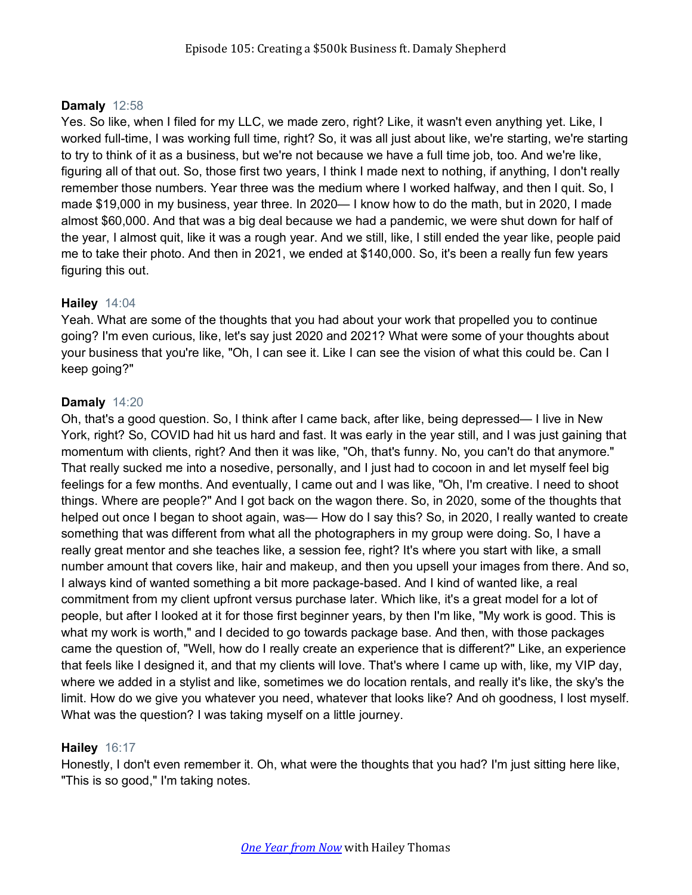**Damaly** 12:58

Yes. So like, when I filed for my LLC, we made zero, right? Like, it wasn't even anything yet. Like, I worked full-time, I was working full time, right? So, it was all just about like, we're starting, we're starting to try to think of it as a business, but we're not because we have a full time job, too. And we're like, figuring all of that out. So, those first two years, I think I made next to nothing, if anything, I don't really remember those numbers. Year three was the medium where I worked halfway, and then I quit. So, I made $19,000 in my business, year three. In 2020— I know how to do the math, but in 2020, I made almost $60,000. And that was a big deal because we had a pandemic, we were shut down for half of the year, I almost quit, like it was a rough year. And we still, like, I still ended the year like, people paid me to take their photo. And then in 2021, we ended at $140,000. So, it's been a really fun few years figuring this out.

**Hailey** 14:04

Yeah. What are some of the thoughts that you had about your work that propelled you to continue going? I'm even curious, like, let's say just 2020 and 2021? What were some of your thoughts about your business that you're like, "Oh, I can see it. Like I can see the vision of what this could be. Can I keep going?"

**Damaly** 14:20

Oh, that's a good question. So, I think after I came back, after like, being depressed— I live in New York, right? So, COVID had hit us hard and fast. It was early in the year still, and I was just gaining that momentum with clients, right? And then it was like, "Oh, that's funny. No, you can't do that anymore." That really sucked me into a nosedive, personally, and I just had to cocoon in and let myself feel big feelings for a few months. And eventually, I came out and I was like, "Oh, I'm creative. I need to shoot things. Where are people?" And I got back on the wagon there. So, in 2020, some of the thoughts that helped out once I began to shoot again, was— How do I say this? So, in 2020, I really wanted to create something that was different from what all the photographers in my group were doing. So, I have a really great mentor and she teaches like, a session fee, right? It's where you start with like, a small number amount that covers like, hair and makeup, and then you upsell your images from there. And so, I always kind of wanted something a bit more package-based. And I kind of wanted like, a real commitment from my client upfront versus purchase later. Which like, it's a great model for a lot of people, but after I looked at it for those first beginner years, by then I'm like, "My work is good. This is what my work is worth," and I decided to go towards package base. And then, with those packages came the question of, "Well, how do I really create an experience that is different?" Like, an experience that feels like I designed it, and that my clients will love. That's where I came up with, like, my VIP day, where we added in a stylist and like, sometimes we do location rentals, and really it's like, the sky's the limit. How do we give you whatever you need, whatever that looks like? And oh goodness, I lost myself. What was the question? I was taking myself on a little journey.

**Hailey** 16:17

Honestly, I don't even remember it. Oh, what were the thoughts that you had? I'm just sitting here like, "This is so good," I'm taking notes.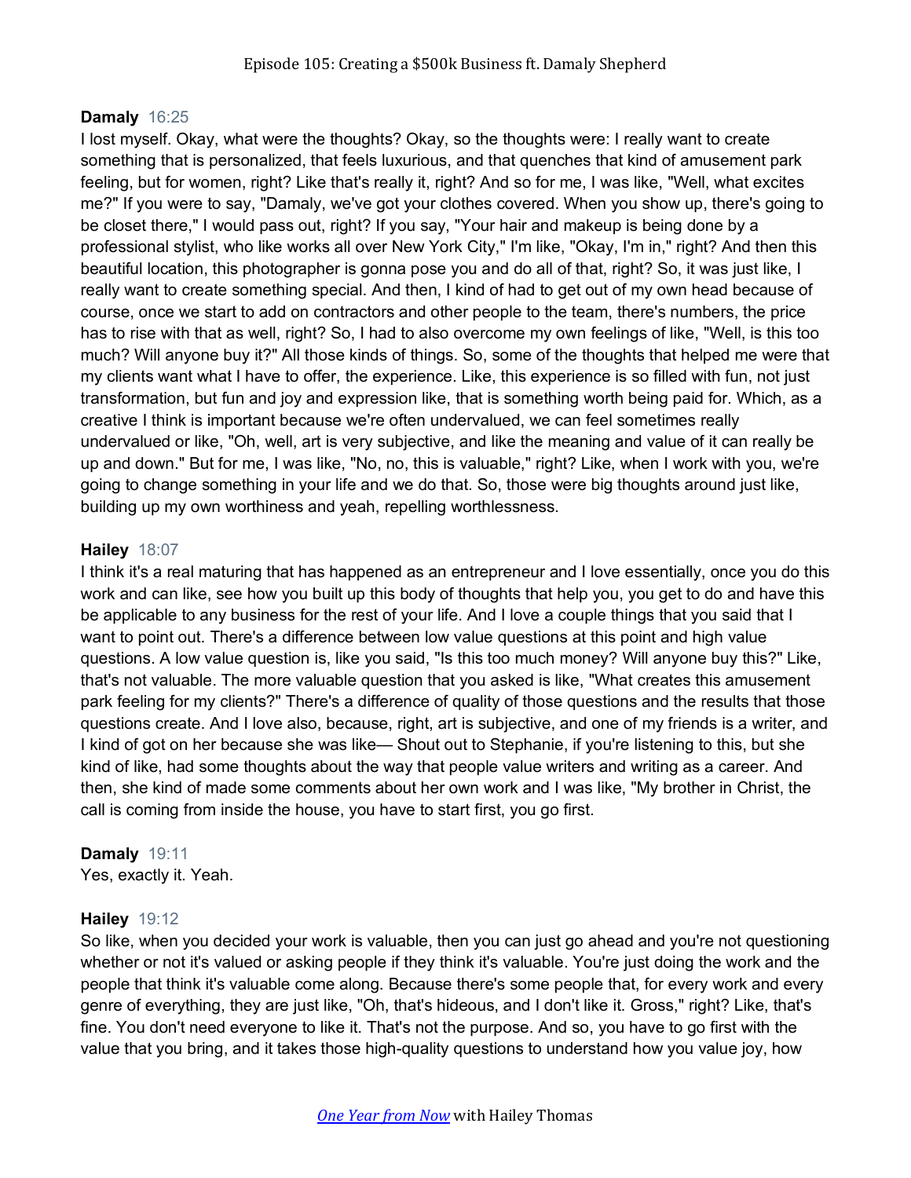**Damaly** 16:25
I lost myself. Okay, what were the thoughts? Okay, so the thoughts were: I really want to create something that is personalized, that feels luxurious, and that quenches that kind of amusement park feeling, but for women, right? Like that's really it, right? And so for me, I was like, "Well, what excites me?" If you were to say, "Damaly, we've got your clothes covered. When you show up, there's going to be closet there," I would pass out, right? If you say, "Your hair and makeup is being done by a professional stylist, who like works all over New York City," I'm like, "Okay, I'm in," right? And then this beautiful location, this photographer is gonna pose you and do all of that, right? So, it was just like, I really want to create something special. And then, I kind of had to get out of my own head because of course, once we start to add on contractors and other people to the team, there's numbers, the price has to rise with that as well, right? So, I had to also overcome my own feelings of like, "Well, is this too much? Will anyone buy it?" All those kinds of things. So, some of the thoughts that helped me were that my clients want what I have to offer, the experience. Like, this experience is so filled with fun, not just transformation, but fun and joy and expression like, that is something worth being paid for. Which, as a creative I think is important because we're often undervalued, we can feel sometimes really undervalued or like, "Oh, well, art is very subjective, and like the meaning and value of it can really be up and down." But for me, I was like, "No, no, this is valuable," right? Like, when I work with you, we're going to change something in your life and we do that. So, those were big thoughts around just like, building up my own worthiness and yeah, repelling worthlessness.

**Hailey** 18:07
I think it's a real maturing that has happened as an entrepreneur and I love essentially, once you do this work and can like, see how you built up this body of thoughts that help you, you get to do and have this be applicable to any business for the rest of your life. And I love a couple things that you said that I want to point out. There's a difference between low value questions at this point and high value questions. A low value question is, like you said, "Is this too much money? Will anyone buy this?" Like, that's not valuable. The more valuable question that you asked is like, "What creates this amusement park feeling for my clients?" There's a difference of quality of those questions and the results that those questions create. And I love also, because, right, art is subjective, and one of my friends is a writer, and I kind of got on her because she was like— Shout out to Stephanie, if you're listening to this, but she kind of like, had some thoughts about the way that people value writers and writing as a career. And then, she kind of made some comments about her own work and I was like, "My brother in Christ, the call is coming from inside the house, you have to start first, you go first.

**Damaly** 19:11
Yes, exactly it. Yeah.

**Hailey** 19:12
So like, when you decided your work is valuable, then you can just go ahead and you're not questioning whether or not it's valued or asking people if they think it's valuable. You're just doing the work and the people that think it's valuable come along. Because there's some people that, for every work and every genre of everything, they are just like, "Oh, that's hideous, and I don't like it. Gross," right? Like, that's fine. You don't need everyone to like it. That's not the purpose. And so, you have to go first with the value that you bring, and it takes those high-quality questions to understand how you value joy, how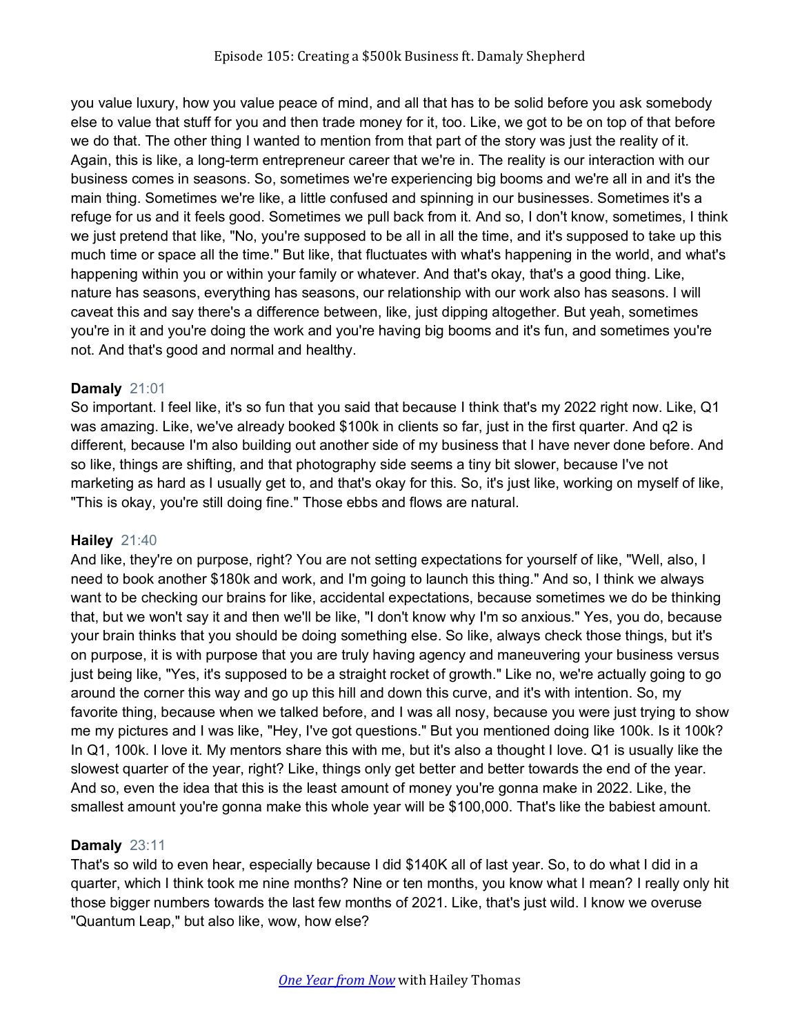you value luxury, how you value peace of mind, and all that has to be solid before you ask somebody else to value that stuff for you and then trade money for it, too. Like, we got to be on top of that before we do that. The other thing I wanted to mention from that part of the story was just the reality of it. Again, this is like, a long-term entrepreneur career that we're in. The reality is our interaction with our business comes in seasons. So, sometimes we're experiencing big booms and we're all in and it's the main thing. Sometimes we're like, a little confused and spinning in our businesses. Sometimes it's a refuge for us and it feels good. Sometimes we pull back from it. And so, I don't know, sometimes, I think we just pretend that like, "No, you're supposed to be all in all the time, and it's supposed to take up this much time or space all the time." But like, that fluctuates with what's happening in the world, and what's happening within you or within your family or whatever. And that's okay, that's a good thing. Like, nature has seasons, everything has seasons, our relationship with our work also has seasons. I will caveat this and say there's a difference between, like, just dipping altogether. But yeah, sometimes you're in it and you're doing the work and you're having big booms and it's fun, and sometimes you're not. And that's good and normal and healthy.

**Damaly** 21:01
So important. I feel like, it's so fun that you said that because I think that's my 2022 right now. Like, Q1 was amazing. Like, we've already booked $100k in clients so far, just in the first quarter. And q2 is different, because I'm also building out another side of my business that I have never done before. And so like, things are shifting, and that photography side seems a tiny bit slower, because I've not marketing as hard as I usually get to, and that's okay for this. So, it's just like, working on myself of like, "This is okay, you're still doing fine." Those ebbs and flows are natural.

**Hailey** 21:40
And like, they're on purpose, right? You are not setting expectations for yourself of like, "Well, also, I need to book another $180k and work, and I'm going to launch this thing." And so, I think we always want to be checking our brains for like, accidental expectations, because sometimes we do be thinking that, but we won't say it and then we'll be like, "I don't know why I'm so anxious." Yes, you do, because your brain thinks that you should be doing something else. So like, always check those things, but it's on purpose, it is with purpose that you are truly having agency and maneuvering your business versus just being like, "Yes, it's supposed to be a straight rocket of growth." Like no, we're actually going to go around the corner this way and go up this hill and down this curve, and it's with intention. So, my favorite thing, because when we talked before, and I was all nosy, because you were just trying to show me my pictures and I was like, "Hey, I've got questions." But you mentioned doing like 100k. Is it 100k? In Q1, 100k. I love it. My mentors share this with me, but it's also a thought I love. Q1 is usually like the slowest quarter of the year, right? Like, things only get better and better towards the end of the year. And so, even the idea that this is the least amount of money you're gonna make in 2022. Like, the smallest amount you're gonna make this whole year will be $100,000. That's like the babiest amount.

**Damaly** 23:11
That's so wild to even hear, especially because I did $140K all of last year. So, to do what I did in a quarter, which I think took me nine months? Nine or ten months, you know what I mean? I really only hit those bigger numbers towards the last few months of 2021. Like, that's just wild. I know we overuse "Quantum Leap," but also like, wow, how else?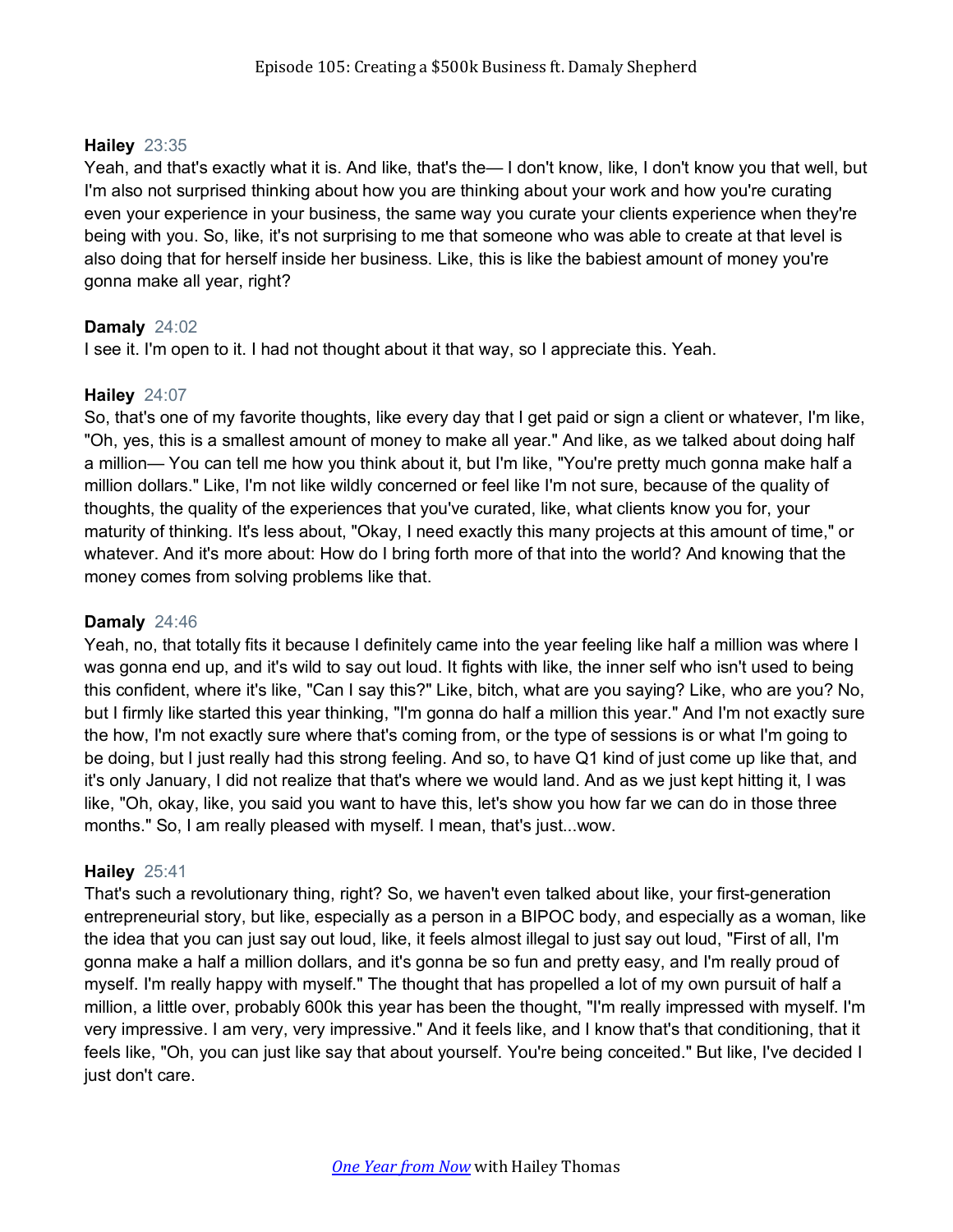**Hailey** 23:35
Yeah, and that's exactly what it is. And like, that's the— I don't know, like, I don't know you that well, but I'm also not surprised thinking about how you are thinking about your work and how you're curating even your experience in your business, the same way you curate your clients experience when they're being with you. So, like, it's not surprising to me that someone who was able to create at that level is also doing that for herself inside her business. Like, this is like the babiest amount of money you're gonna make all year, right?

**Damaly** 24:02
I see it. I'm open to it. I had not thought about it that way, so I appreciate this. Yeah.

**Hailey** 24:07
So, that's one of my favorite thoughts, like every day that I get paid or sign a client or whatever, I'm like, "Oh, yes, this is a smallest amount of money to make all year." And like, as we talked about doing half a million— You can tell me how you think about it, but I'm like, "You're pretty much gonna make half a million dollars." Like, I'm not like wildly concerned or feel like I'm not sure, because of the quality of thoughts, the quality of the experiences that you've curated, like, what clients know you for, your maturity of thinking. It's less about, "Okay, I need exactly this many projects at this amount of time," or whatever. And it's more about: How do I bring forth more of that into the world? And knowing that the money comes from solving problems like that.

**Damaly** 24:46
Yeah, no, that totally fits it because I definitely came into the year feeling like half a million was where I was gonna end up, and it's wild to say out loud. It fights with like, the inner self who isn't used to being this confident, where it's like, "Can I say this?" Like, bitch, what are you saying? Like, who are you? No, but I firmly like started this year thinking, "I'm gonna do half a million this year." And I'm not exactly sure the how, I'm not exactly sure where that's coming from, or the type of sessions is or what I'm going to be doing, but I just really had this strong feeling. And so, to have Q1 kind of just come up like that, and it's only January, I did not realize that that's where we would land. And as we just kept hitting it, I was like, "Oh, okay, like, you said you want to have this, let's show you how far we can do in those three months." So, I am really pleased with myself. I mean, that's just...wow.

**Hailey** 25:41
That's such a revolutionary thing, right? So, we haven't even talked about like, your first-generation entrepreneurial story, but like, especially as a person in a BIPOC body, and especially as a woman, like the idea that you can just say out loud, like, it feels almost illegal to just say out loud, "First of all, I'm gonna make a half a million dollars, and it's gonna be so fun and pretty easy, and I'm really proud of myself. I'm really happy with myself." The thought that has propelled a lot of my own pursuit of half a million, a little over, probably 600k this year has been the thought, "I'm really impressed with myself. I'm very impressive. I am very, very impressive." And it feels like, and I know that's that conditioning, that it feels like, "Oh, you can just like say that about yourself. You're being conceited." But like, I've decided I just don't care.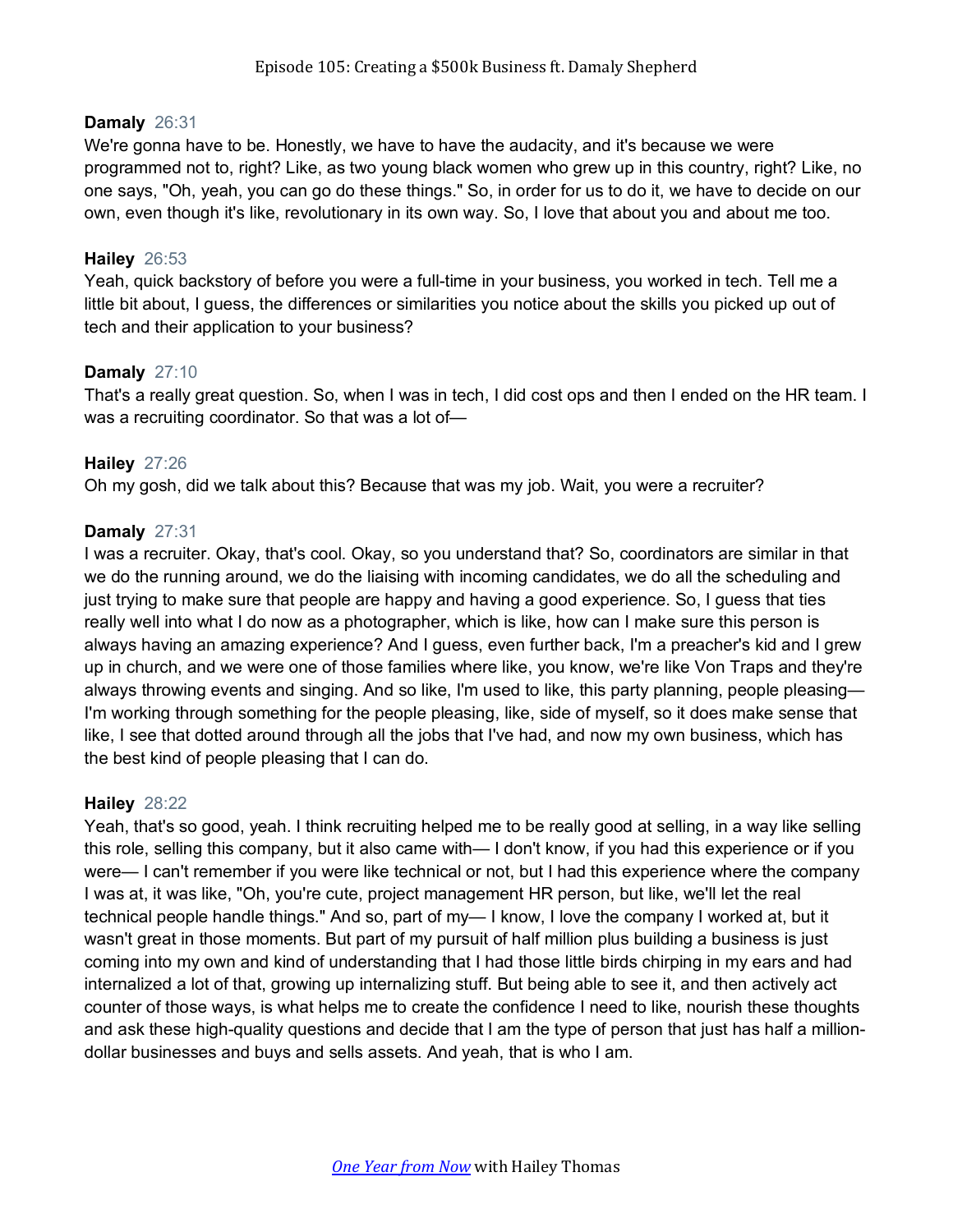**Damaly** 26:31
We're gonna have to be. Honestly, we have to have the audacity, and it's because we were programmed not to, right? Like, as two young black women who grew up in this country, right? Like, no one says, "Oh, yeah, you can go do these things." So, in order for us to do it, we have to decide on our own, even though it's like, revolutionary in its own way. So, I love that about you and about me too.

**Hailey** 26:53
Yeah, quick backstory of before you were a full-time in your business, you worked in tech. Tell me a little bit about, I guess, the differences or similarities you notice about the skills you picked up out of tech and their application to your business?

**Damaly** 27:10
That's a really great question. So, when I was in tech, I did cost ops and then I ended on the HR team. I was a recruiting coordinator. So that was a lot of—

**Hailey** 27:26
Oh my gosh, did we talk about this? Because that was my job. Wait, you were a recruiter?

**Damaly** 27:31
I was a recruiter. Okay, that's cool. Okay, so you understand that? So, coordinators are similar in that we do the running around, we do the liaising with incoming candidates, we do all the scheduling and just trying to make sure that people are happy and having a good experience. So, I guess that ties really well into what I do now as a photographer, which is like, how can I make sure this person is always having an amazing experience? And I guess, even further back, I'm a preacher's kid and I grew up in church, and we were one of those families where like, you know, we're like Von Traps and they're always throwing events and singing. And so like, I'm used to like, this party planning, people pleasing— I'm working through something for the people pleasing, like, side of myself, so it does make sense that like, I see that dotted around through all the jobs that I've had, and now my own business, which has the best kind of people pleasing that I can do.

**Hailey** 28:22
Yeah, that's so good, yeah. I think recruiting helped me to be really good at selling, in a way like selling this role, selling this company, but it also came with— I don't know, if you had this experience or if you were— I can't remember if you were like technical or not, but I had this experience where the company I was at, it was like, "Oh, you're cute, project management HR person, but like, we'll let the real technical people handle things." And so, part of my— I know, I love the company I worked at, but it wasn't great in those moments. But part of my pursuit of half million plus building a business is just coming into my own and kind of understanding that I had those little birds chirping in my ears and had internalized a lot of that, growing up internalizing stuff. But being able to see it, and then actively act counter of those ways, is what helps me to create the confidence I need to like, nourish these thoughts and ask these high-quality questions and decide that I am the type of person that just has half a million-dollar businesses and buys and sells assets. And yeah, that is who I am.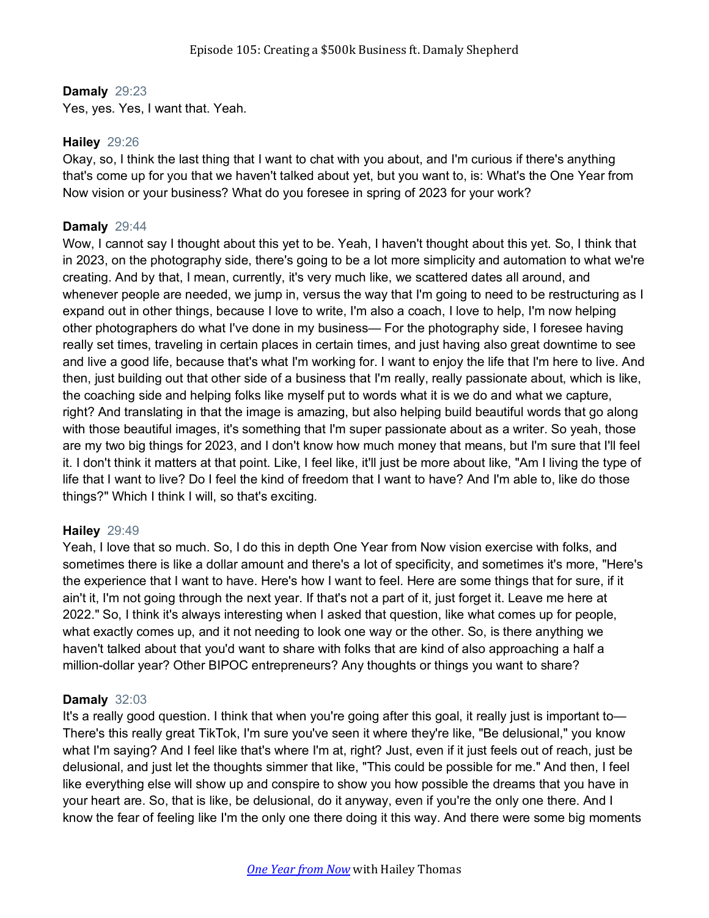**Damaly** 29:23
Yes, yes. Yes, I want that. Yeah.

**Hailey** 29:26
Okay, so, I think the last thing that I want to chat with you about, and I'm curious if there's anything that's come up for you that we haven't talked about yet, but you want to, is: What's the One Year from Now vision or your business? What do you foresee in spring of 2023 for your work?

**Damaly** 29:44
Wow, I cannot say I thought about this yet to be. Yeah, I haven't thought about this yet. So, I think that in 2023, on the photography side, there's going to be a lot more simplicity and automation to what we're creating. And by that, I mean, currently, it's very much like, we scattered dates all around, and whenever people are needed, we jump in, versus the way that I'm going to need to be restructuring as I expand out in other things, because I love to write, I'm also a coach, I love to help, I'm now helping other photographers do what I've done in my business— For the photography side, I foresee having really set times, traveling in certain places in certain times, and just having also great downtime to see and live a good life, because that's what I'm working for. I want to enjoy the life that I'm here to live. And then, just building out that other side of a business that I'm really, really passionate about, which is like, the coaching side and helping folks like myself put to words what it is we do and what we capture, right? And translating in that the image is amazing, but also helping build beautiful words that go along with those beautiful images, it's something that I'm super passionate about as a writer. So yeah, those are my two big things for 2023, and I don't know how much money that means, but I'm sure that I'll feel it. I don't think it matters at that point. Like, I feel like, it'll just be more about like, "Am I living the type of life that I want to live? Do I feel the kind of freedom that I want to have? And I'm able to, like do those things?" Which I think I will, so that's exciting.

**Hailey** 29:49
Yeah, I love that so much. So, I do this in depth One Year from Now vision exercise with folks, and sometimes there is like a dollar amount and there's a lot of specificity, and sometimes it's more, "Here's the experience that I want to have. Here's how I want to feel. Here are some things that for sure, if it ain't it, I'm not going through the next year. If that's not a part of it, just forget it. Leave me here at 2022." So, I think it's always interesting when I asked that question, like what comes up for people, what exactly comes up, and it not needing to look one way or the other. So, is there anything we haven't talked about that you'd want to share with folks that are kind of also approaching a half a million-dollar year? Other BIPOC entrepreneurs? Any thoughts or things you want to share?

**Damaly** 32:03
It's a really good question. I think that when you're going after this goal, it really just is important to— There's this really great TikTok, I'm sure you've seen it where they're like, "Be delusional," you know what I'm saying? And I feel like that's where I'm at, right? Just, even if it just feels out of reach, just be delusional, and just let the thoughts simmer that like, "This could be possible for me." And then, I feel like everything else will show up and conspire to show you how possible the dreams that you have in your heart are. So, that is like, be delusional, do it anyway, even if you're the only one there. And I know the fear of feeling like I'm the only one there doing it this way. And there were some big moments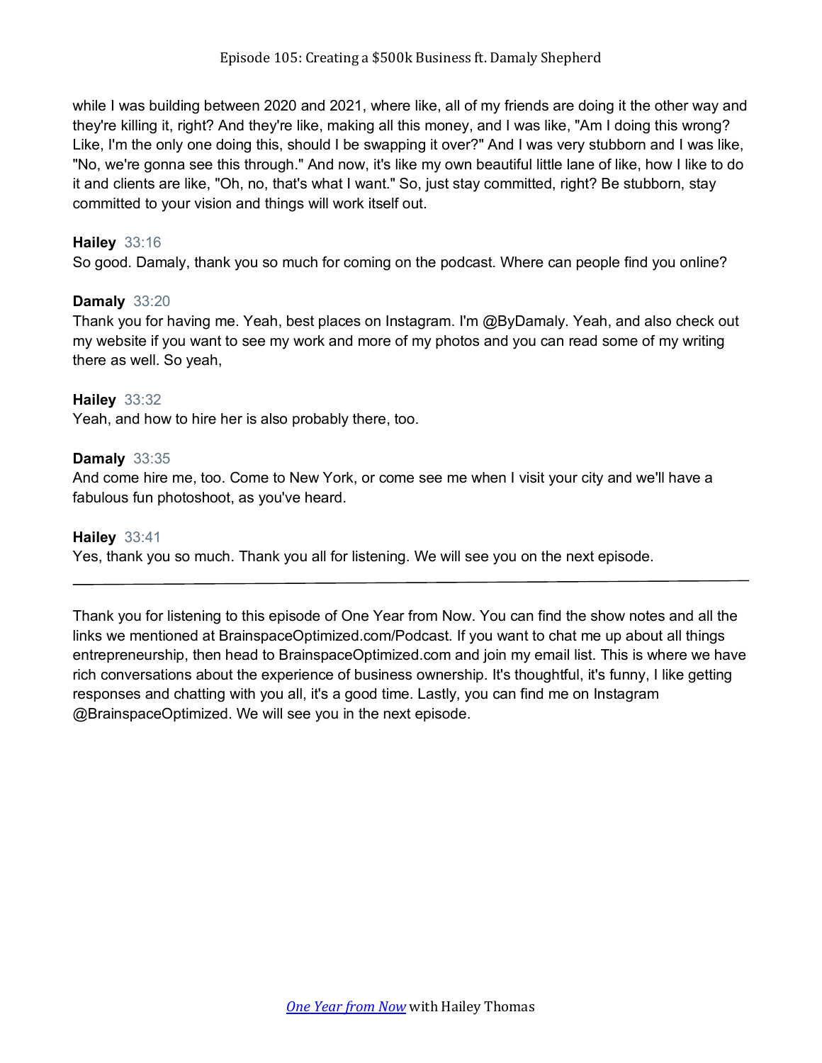while I was building between 2020 and 2021, where like, all of my friends are doing it the other way and they're killing it, right? And they're like, making all this money, and I was like, "Am I doing this wrong? Like, I'm the only one doing this, should I be swapping it over?" And I was very stubborn and I was like, "No, we're gonna see this through." And now, it's like my own beautiful little lane of like, how I like to do it and clients are like, "Oh, no, that's what I want." So, just stay committed, right? Be stubborn, stay committed to your vision and things will work itself out.

**Hailey** 33:16
So good. Damaly, thank you so much for coming on the podcast. Where can people find you online?

**Damaly** 33:20
Thank you for having me. Yeah, best places on Instagram. I'm @ByDamaly. Yeah, and also check out my website if you want to see my work and more of my photos and you can read some of my writing there as well. So yeah,

**Hailey** 33:32
Yeah, and how to hire her is also probably there, too.

**Damaly** 33:35
And come hire me, too. Come to New York, or come see me when I visit your city and we'll have a fabulous fun photoshoot, as you've heard.

**Hailey** 33:41
Yes, thank you so much. Thank you all for listening. We will see you on the next episode.

---

Thank you for listening to this episode of One Year from Now. You can find the show notes and all the links we mentioned at BrainspaceOptimized.com/Podcast. If you want to chat me up about all things entrepreneurship, then head to BrainspaceOptimized.com and join my email list. This is where we have rich conversations about the experience of business ownership. It's thoughtful, it's funny, I like getting responses and chatting with you all, it's a good time. Lastly, you can find me on Instagram @BrainspaceOptimized. We will see you in the next episode.